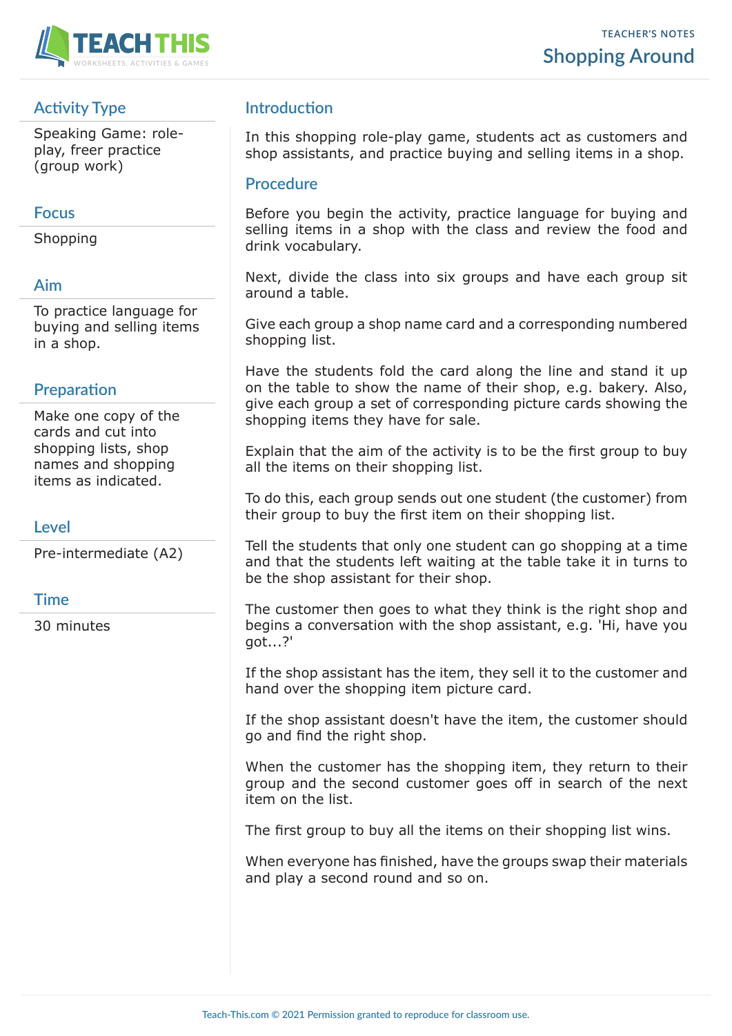# Shopping Around

TEACHER'S NOTES

## Activity Type

Speaking Game: role-play, freer practice (group work)

## Focus

Shopping

## Aim

To practice language for buying and selling items in a shop.

## Preparation

Make one copy of the cards and cut into shopping lists, shop names and shopping items as indicated.

## Level

Pre-intermediate (A2)

## Time

30 minutes

## Introduction

In this shopping role-play game, students act as customers and shop assistants, and practice buying and selling items in a shop.

## Procedure

Before you begin the activity, practice language for buying and selling items in a shop with the class and review the food and drink vocabulary.

Next, divide the class into six groups and have each group sit around a table.

Give each group a shop name card and a corresponding numbered shopping list.

Have the students fold the card along the line and stand it up on the table to show the name of their shop, e.g. bakery. Also, give each group a set of corresponding picture cards showing the shopping items they have for sale.

Explain that the aim of the activity is to be the first group to buy all the items on their shopping list.

To do this, each group sends out one student (the customer) from their group to buy the first item on their shopping list.

Tell the students that only one student can go shopping at a time and that the students left waiting at the table take it in turns to be the shop assistant for their shop.

The customer then goes to what they think is the right shop and begins a conversation with the shop assistant, e.g. 'Hi, have you got...?'

If the shop assistant has the item, they sell it to the customer and hand over the shopping item picture card.

If the shop assistant doesn't have the item, the customer should go and find the right shop.

When the customer has the shopping item, they return to their group and the second customer goes off in search of the next item on the list.

The first group to buy all the items on their shopping list wins.

When everyone has finished, have the groups swap their materials and play a second round and so on.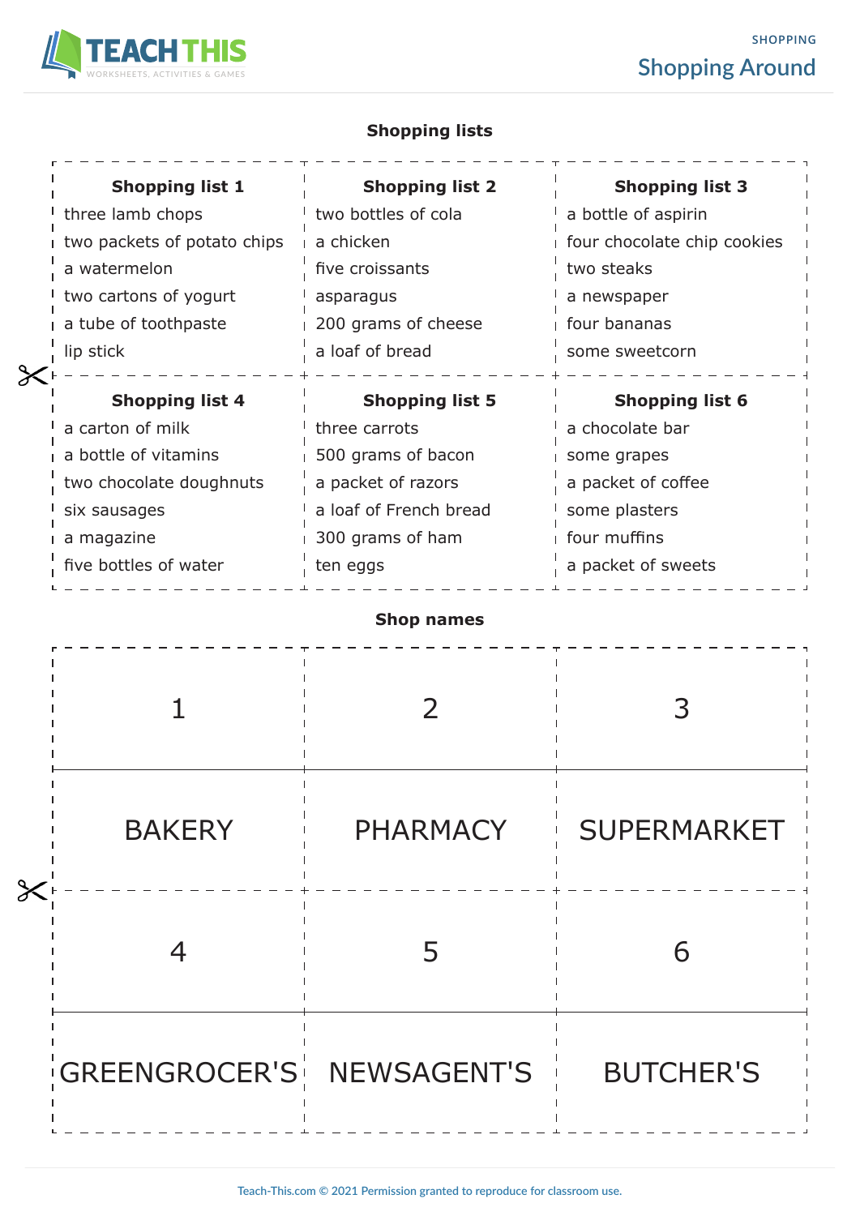## Shopping lists

| Shopping list 1 | Shopping list 2 | Shopping list 3 |
|---|---|---|
| three lamb chops | two bottles of cola | a bottle of aspirin |
| two packets of potato chips | a chicken | four chocolate chip cookies |
| a watermelon | five croissants | two steaks |
| two cartons of yogurt | asparagus | a newspaper |
| a tube of toothpaste | 200 grams of cheese | four bananas |
| lip stick | a loaf of bread | some sweetcorn |

| Shopping list 4 | Shopping list 5 | Shopping list 6 |
|---|---|---|
| a carton of milk | three carrots | a chocolate bar |
| a bottle of vitamins | 500 grams of bacon | some grapes |
| two chocolate doughnuts | a packet of razors | a packet of coffee |
| six sausages | a loaf of French bread | some plasters |
| a magazine | 300 grams of ham | four muffins |
| five bottles of water | ten eggs | a packet of sweets |

## Shop names

| 1 | 2 | 3 |
|---|---|---|
| BAKERY | PHARMACY | SUPERMARKET |

| 4 | 5 | 6 |
|---|---|---|
| GREENGROCER'S | NEWSAGENT'S | BUTCHER'S |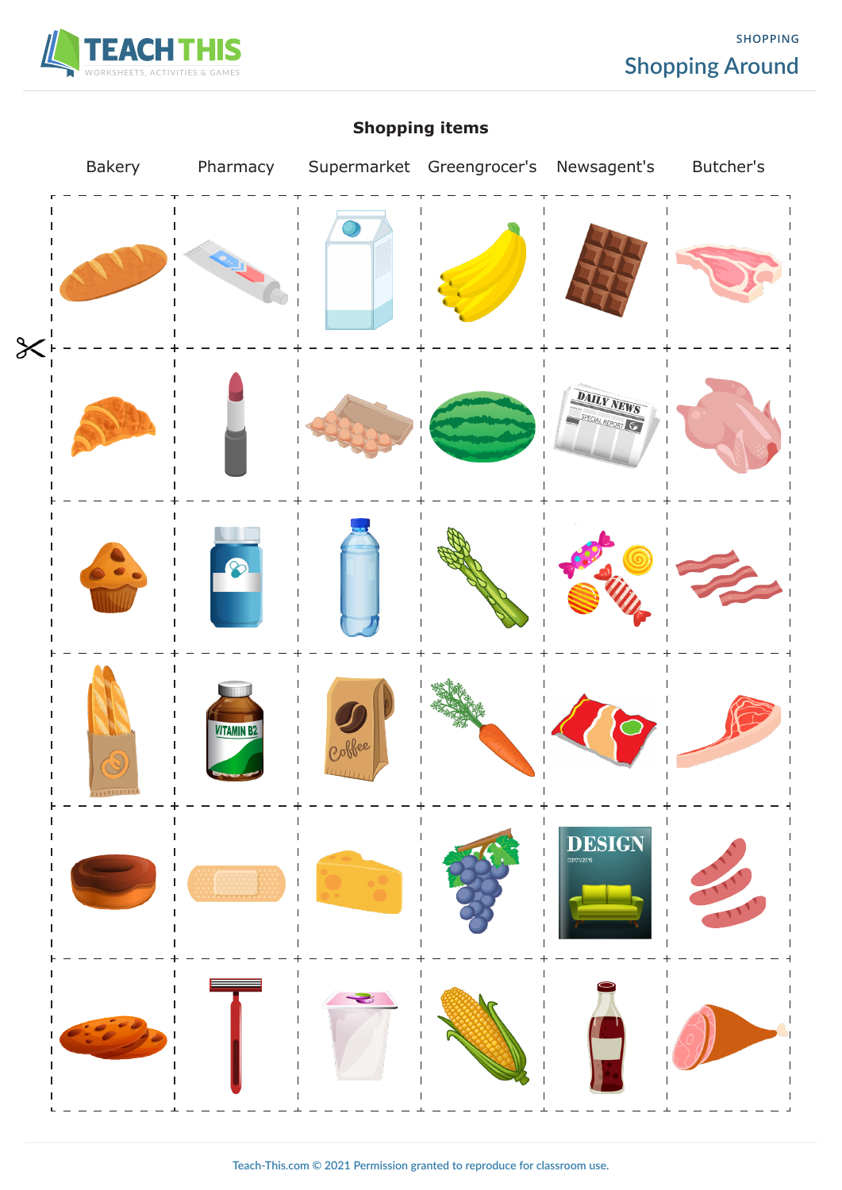## Shopping items

| Bakery | Pharmacy | Supermarket | Greengrocer's | Newsagent's | Butcher's |
|---|---|---|---|---|---|